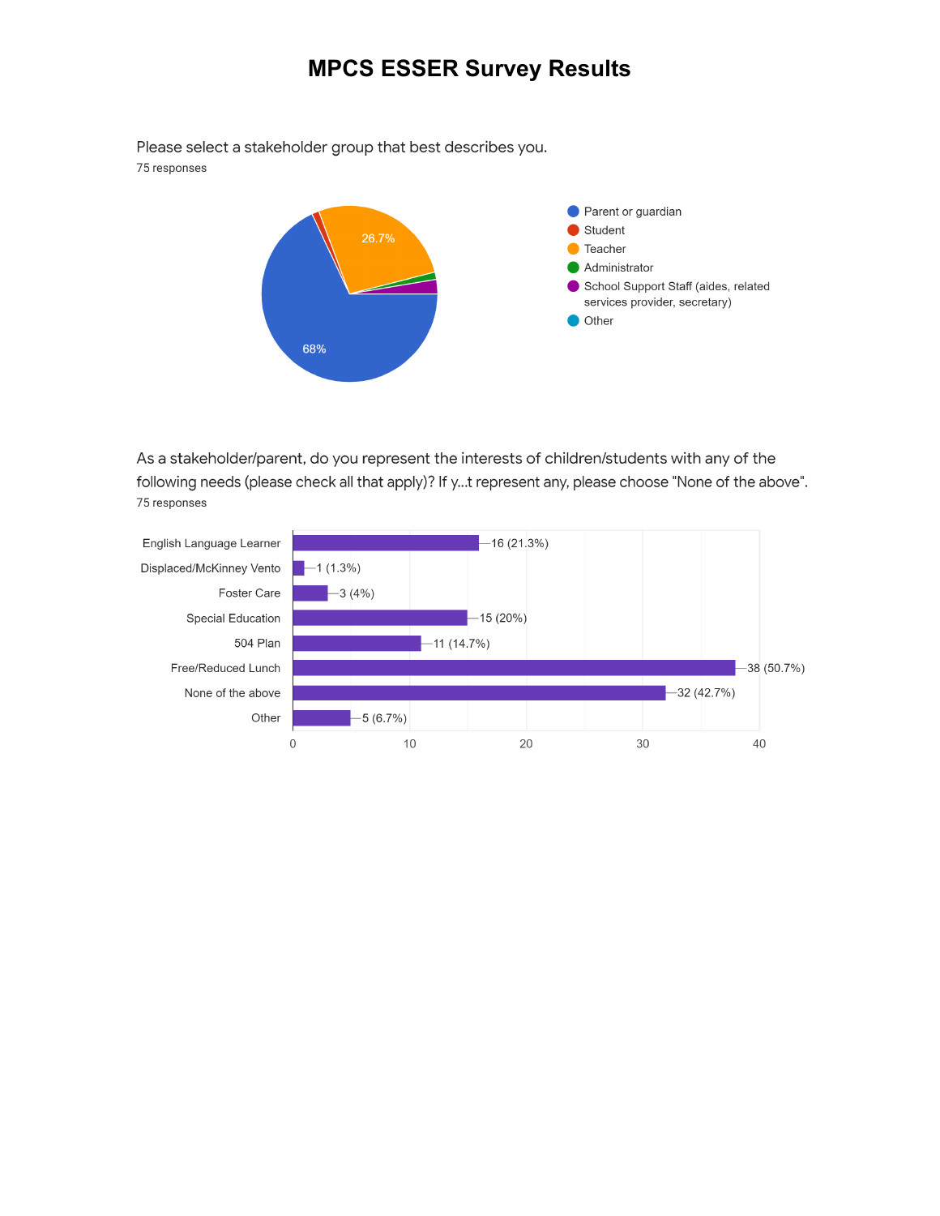# MPCS ESSER Survey Results

Please select a stakeholder group that best describes you.

75 responses

- Parent or guardian — 68%
- Student
- Teacher — 26.7%
- Administrator
- School Support Staff (aides, related services provider, secretary)
- Other

As a stakeholder/parent, do you represent the interests of children/students with any of the following needs (please check all that apply)? If y...t represent any, please choose "None of the above".

75 responses

| Need | Responses |
|---|---|
| English Language Learner | 16 (21.3%) |
| Displaced/McKinney Vento | 1 (1.3%) |
| Foster Care | 3 (4%) |
| Special Education | 15 (20%) |
| 504 Plan | 11 (14.7%) |
| Free/Reduced Lunch | 38 (50.7%) |
| None of the above | 32 (42.7%) |
| Other | 5 (6.7%) |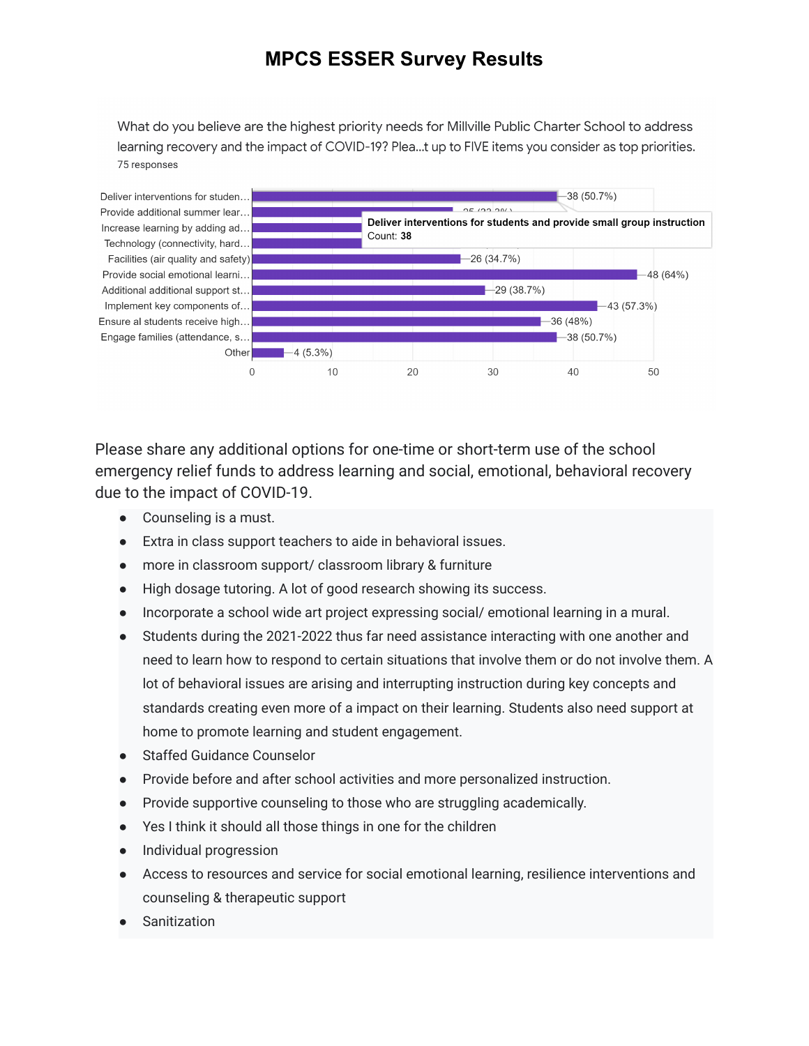# MPCS ESSER Survey Results

What do you believe are the highest priority needs for Millville Public Charter School to address learning recovery and the impact of COVID-19? Plea...t up to FIVE items you consider as top priorities.

75 responses

| Item | Count (%) |
|---|---|
| Deliver interventions for studen… | 38 (50.7%) |
| Provide additional summer lear… | 25 (33.3%) |
| Increase learning by adding ad… | |
| Technology (connectivity, hard… | |
| Facilities (air quality and safety) | 26 (34.7%) |
| Provide social emotional learni… | 48 (64%) |
| Additional additional support st… | 29 (38.7%) |
| Implement key components of… | 43 (57.3%) |
| Ensure al students receive high… | 36 (48%) |
| Engage families (attendance, s… | 38 (50.7%) |
| Other | 4 (5.3%) |

**Deliver interventions for students and provide small group instruction**
Count: **38**

Please share any additional options for one-time or short-term use of the school emergency relief funds to address learning and social, emotional, behavioral recovery due to the impact of COVID-19.

- Counseling is a must.
- Extra in class support teachers to aide in behavioral issues.
- more in classroom support/ classroom library & furniture
- High dosage tutoring. A lot of good research showing its success.
- Incorporate a school wide art project expressing social/ emotional learning in a mural.
- Students during the 2021-2022 thus far need assistance interacting with one another and need to learn how to respond to certain situations that involve them or do not involve them. A lot of behavioral issues are arising and interrupting instruction during key concepts and standards creating even more of a impact on their learning. Students also need support at home to promote learning and student engagement.
- Staffed Guidance Counselor
- Provide before and after school activities and more personalized instruction.
- Provide supportive counseling to those who are struggling academically.
- Yes I think it should all those things in one for the children
- Individual progression
- Access to resources and service for social emotional learning, resilience interventions and counseling & therapeutic support
- Sanitization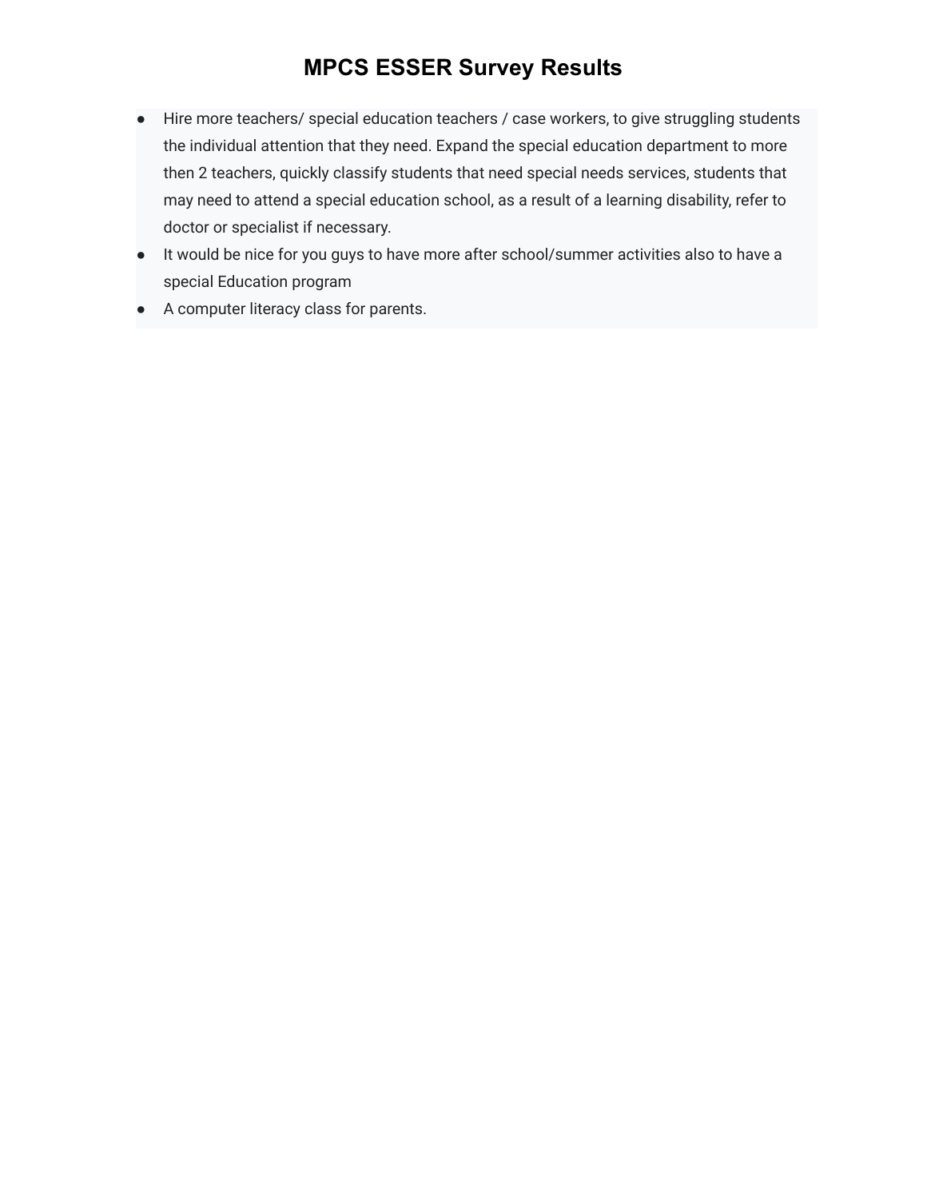# MPCS ESSER Survey Results

- Hire more teachers/ special education teachers / case workers, to give struggling students the individual attention that they need. Expand the special education department to more then 2 teachers, quickly classify students that need special needs services, students that may need to attend a special education school, as a result of a learning disability, refer to doctor or specialist if necessary.
- It would be nice for you guys to have more after school/summer activities also to have a special Education program
- A computer literacy class for parents.